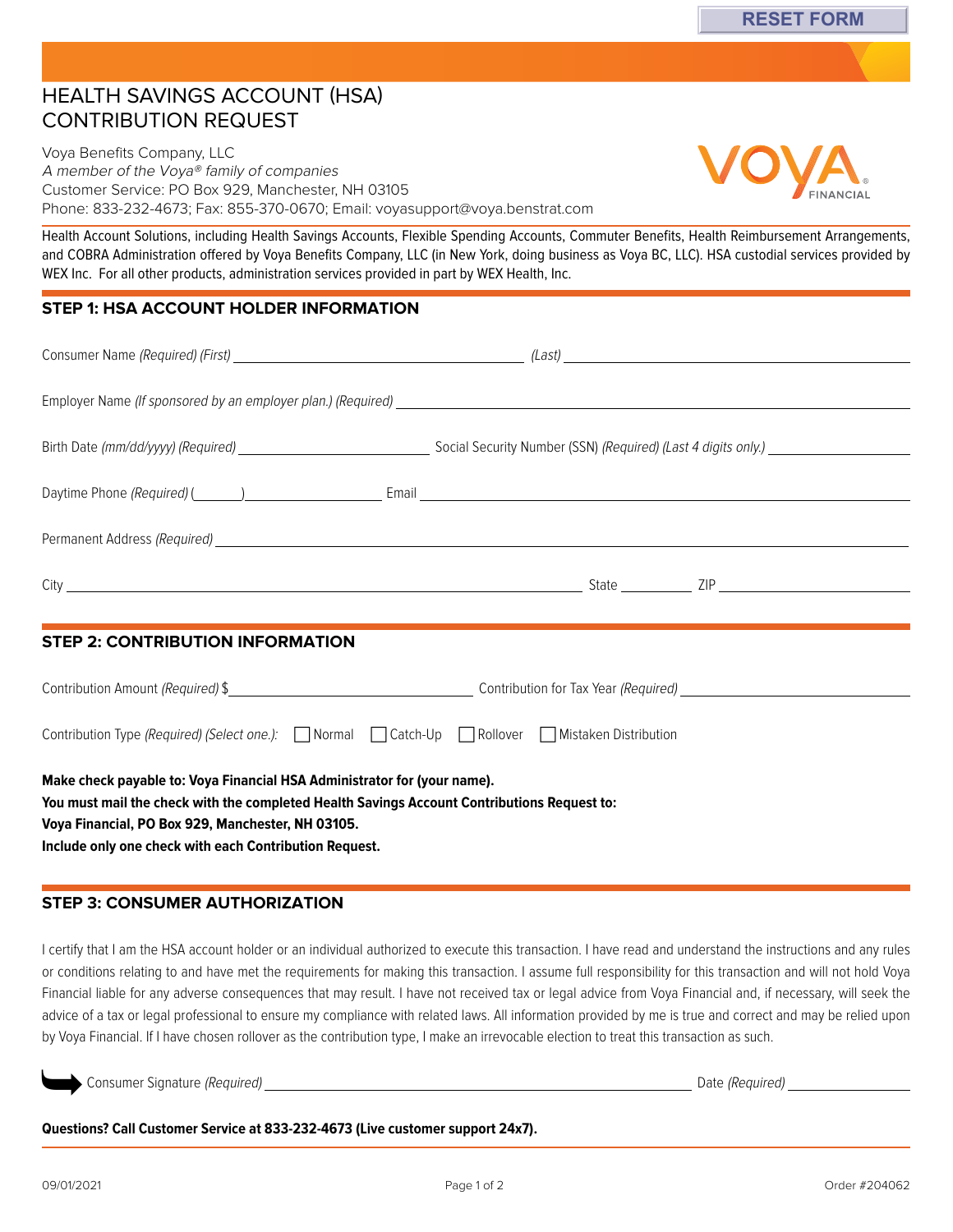RESET FORM

# HEALTH SAVINGS ACCOUNT (HSA) CONTRIBUTION REQUEST

Voya Benefits Company, LLC
*A member of the Voya® family of companies*
Customer Service: PO Box 929, Manchester, NH 03105
Phone: 833-232-4673; Fax: 855-370-0670; Email: voyasupport@voya.benstrat.com

Health Account Solutions, including Health Savings Accounts, Flexible Spending Accounts, Commuter Benefits, Health Reimbursement Arrangements, and COBRA Administration offered by Voya Benefits Company, LLC (in New York, doing business as Voya BC, LLC). HSA custodial services provided by WEX Inc. For all other products, administration services provided in part by WEX Health, Inc.

## STEP 1: HSA ACCOUNT HOLDER INFORMATION

Consumer Name *(Required) (First)* ______________________ *(Last)* ______________________

Employer Name *(If sponsored by an employer plan.) (Required)* ______________________

Birth Date *(mm/dd/yyyy) (Required)* ______________ Social Security Number (SSN) *(Required) (Last 4 digits only.)* ______________

Daytime Phone *(Required)* (______) ______________ Email ______________________

Permanent Address *(Required)* ______________________

City ______________________ State __________ ZIP ______________

## STEP 2: CONTRIBUTION INFORMATION

Contribution Amount *(Required)* $ ______________ Contribution for Tax Year *(Required)* ______________

Contribution Type *(Required) (Select one.)*: ☐ Normal ☐ Catch-Up ☐ Rollover ☐ Mistaken Distribution

**Make check payable to: Voya Financial HSA Administrator for (your name).**
**You must mail the check with the completed Health Savings Account Contributions Request to:**
**Voya Financial, PO Box 929, Manchester, NH 03105.**
**Include only one check with each Contribution Request.**

## STEP 3: CONSUMER AUTHORIZATION

I certify that I am the HSA account holder or an individual authorized to execute this transaction. I have read and understand the instructions and any rules or conditions relating to and have met the requirements for making this transaction. I assume full responsibility for this transaction and will not hold Voya Financial liable for any adverse consequences that may result. I have not received tax or legal advice from Voya Financial and, if necessary, will seek the advice of a tax or legal professional to ensure my compliance with related laws. All information provided by me is true and correct and may be relied upon by Voya Financial. If I have chosen rollover as the contribution type, I make an irrevocable election to treat this transaction as such.

Consumer Signature *(Required)* ______________________ Date *(Required)* ______________

**Questions? Call Customer Service at 833-232-4673 (Live customer support 24x7).**

09/01/2021 Order #204062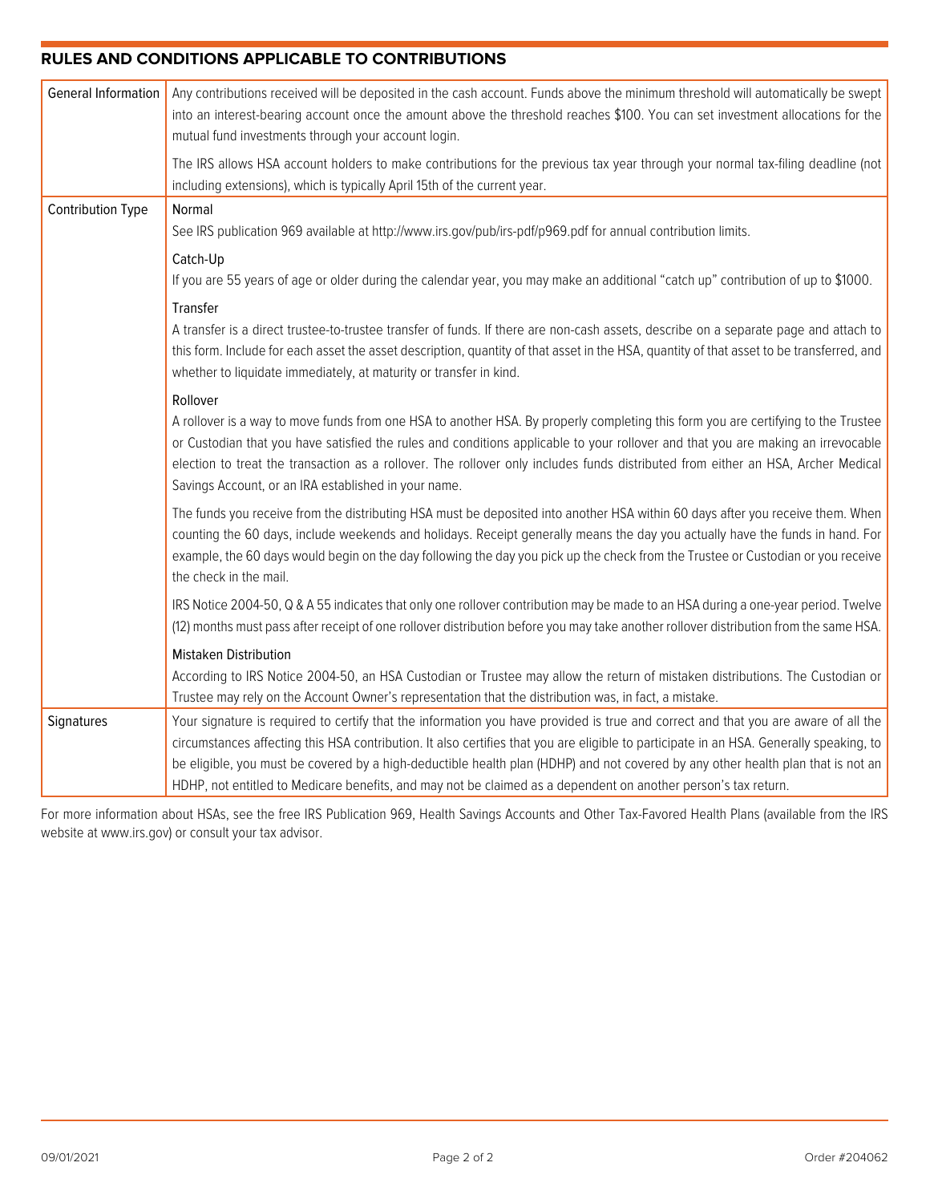## RULES AND CONDITIONS APPLICABLE TO CONTRIBUTIONS

| | |
|---|---|
| General Information | Any contributions received will be deposited in the cash account. Funds above the minimum threshold will automatically be swept into an interest-bearing account once the amount above the threshold reaches $100. You can set investment allocations for the mutual fund investments through your account login.<br><br>The IRS allows HSA account holders to make contributions for the previous tax year through your normal tax-filing deadline (not including extensions), which is typically April 15th of the current year. |
| Contribution Type | Normal<br>See IRS publication 969 available at http://www.irs.gov/pub/irs-pdf/p969.pdf for annual contribution limits.<br><br>Catch-Up<br>If you are 55 years of age or older during the calendar year, you may make an additional "catch up" contribution of up to $1000.<br><br>Transfer<br>A transfer is a direct trustee-to-trustee transfer of funds. If there are non-cash assets, describe on a separate page and attach to this form. Include for each asset the asset description, quantity of that asset in the HSA, quantity of that asset to be transferred, and whether to liquidate immediately, at maturity or transfer in kind.<br><br>Rollover<br>A rollover is a way to move funds from one HSA to another HSA. By properly completing this form you are certifying to the Trustee or Custodian that you have satisfied the rules and conditions applicable to your rollover and that you are making an irrevocable election to treat the transaction as a rollover. The rollover only includes funds distributed from either an HSA, Archer Medical Savings Account, or an IRA established in your name.<br><br>The funds you receive from the distributing HSA must be deposited into another HSA within 60 days after you receive them. When counting the 60 days, include weekends and holidays. Receipt generally means the day you actually have the funds in hand. For example, the 60 days would begin on the day following the day you pick up the check from the Trustee or Custodian or you receive the check in the mail.<br><br>IRS Notice 2004-50, Q & A 55 indicates that only one rollover contribution may be made to an HSA during a one-year period. Twelve (12) months must pass after receipt of one rollover distribution before you may take another rollover distribution from the same HSA.<br><br>Mistaken Distribution<br>According to IRS Notice 2004-50, an HSA Custodian or Trustee may allow the return of mistaken distributions. The Custodian or Trustee may rely on the Account Owner's representation that the distribution was, in fact, a mistake. |
| Signatures | Your signature is required to certify that the information you have provided is true and correct and that you are aware of all the circumstances affecting this HSA contribution. It also certifies that you are eligible to participate in an HSA. Generally speaking, to be eligible, you must be covered by a high-deductible health plan (HDHP) and not covered by any other health plan that is not an HDHP, not entitled to Medicare benefits, and may not be claimed as a dependent on another person's tax return. |

For more information about HSAs, see the free IRS Publication 969, Health Savings Accounts and Other Tax-Favored Health Plans (available from the IRS website at www.irs.gov) or consult your tax advisor.

09/01/2021 Order #204062